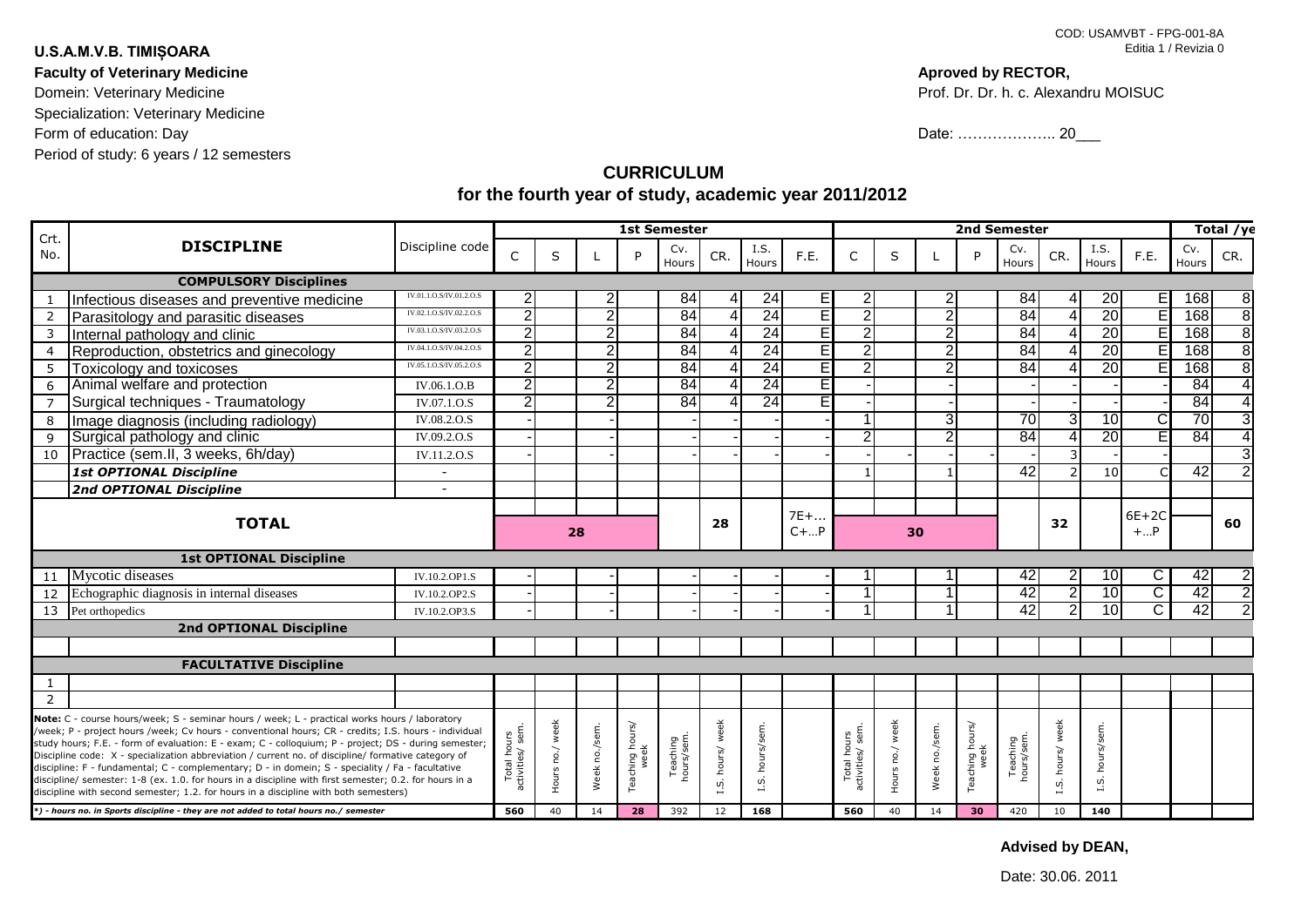COD: USAMVBT - FPG-001-8A
Editia 1 / Revizia 0

**U.S.A.M.V.B. TIMIȘOARA**

**Faculty of Veterinary Medicine**

Domein: Veterinary Medicine

Specialization: Veterinary Medicine

Form of education: Day

Period of study: 6 years / 12 semesters

**Aproved by RECTOR,**

Prof. Dr. Dr. h. c. Alexandru MOISUC

Date: ……………….. 20___

## CURRICULUM
## for the fourth year of study, academic year 2011/2012

| Crt. No. | DISCIPLINE | Discipline code | 1st Semester | | | | | | | | 2nd Semester | | | | | | | | Total /ye | |
|---|---|---|---|---|---|---|---|---|---|---|---|---|---|---|---|---|---|---|---|---|
| | | | C | S | L | P | Cv. Hours | CR. | I.S. Hours | F.E. | C | S | L | P | Cv. Hours | CR. | I.S. Hours | F.E. | Cv. Hours | CR. |
| | **COMPULSORY Disciplines** | | | | | | | | | | | | | | | | | | | |
| 1 | Infectious diseases and preventive medicine | IV.01.1.O.S/IV.01.2.O.S | 2 | | 2 | | 84 | 4 | 24 | E | 2 | | 2 | | 84 | 4 | 20 | E | 168 | 8 |
| 2 | Parasitology and parasitic diseases | IV.02.1.O.S/IV.02.2.O.S | 2 | | 2 | | 84 | 4 | 24 | E | 2 | | 2 | | 84 | 4 | 20 | E | 168 | 8 |
| 3 | Internal pathology and clinic | IV.03.1.O.S/IV.03.2.O.S | 2 | | 2 | | 84 | 4 | 24 | E | 2 | | 2 | | 84 | 4 | 20 | E | 168 | 8 |
| 4 | Reproduction, obstetrics and ginecology | IV.04.1.O.S/IV.04.2.O.S | 2 | | 2 | | 84 | 4 | 24 | E | 2 | | 2 | | 84 | 4 | 20 | E | 168 | 8 |
| 5 | Toxicology and toxicoses | IV.05.1.O.S/IV.05.2.O.S | 2 | | 2 | | 84 | 4 | 24 | E | 2 | | 2 | | 84 | 4 | 20 | E | 168 | 8 |
| 6 | Animal welfare and protection | IV.06.1.O.B | 2 | | 2 | | 84 | 4 | 24 | E | - | | - | | - | - | - | - | 84 | 4 |
| 7 | Surgical techniques - Traumatology | IV.07.1.O.S | 2 | | 2 | | 84 | 4 | 24 | E | - | | - | | - | - | - | - | 84 | 4 |
| 8 | Image diagnosis (including radiology) | IV.08.2.O.S | - | | - | | - | - | - | - | 1 | | 3 | | 70 | 3 | 10 | C | 70 | 3 |
| 9 | Surgical pathology and clinic | IV.09.2.O.S | - | | - | | - | - | - | - | 2 | | 2 | | 84 | 4 | 20 | E | 84 | 4 |
| 10 | Practice (sem.II, 3 weeks, 6h/day) | IV.11.2.O.S | - | | - | | - | - | - | - | - | - | - | - | - | 3 | - | - | | 3 |
| | ***1st OPTIONAL Discipline*** | - | | | | | | | | | 1 | | 1 | | 42 | 2 | 10 | C | 42 | 2 |
| | ***2nd OPTIONAL Discipline*** | - | | | | | | | | | | | | | | | | | | |
| | **TOTAL** | | **28** | | | | | **28** | | 7E+… C+…P | **30** | | | | | **32** | | 6E+2C +…P | | **60** |
| | **1st OPTIONAL Discipline** | | | | | | | | | | | | | | | | | | | |
| 11 | Mycotic diseases | IV.10.2.OP1.S | - | | - | | - | - | - | - | 1 | | 1 | | 42 | 2 | 10 | C | 42 | 2 |
| 12 | Echographic diagnosis in internal diseases | IV.10.2.OP2.S | - | | - | | - | - | - | - | 1 | | 1 | | 42 | 2 | 10 | C | 42 | 2 |
| 13 | Pet orthopedics | IV.10.2.OP3.S | - | | - | | - | - | - | - | 1 | | 1 | | 42 | 2 | 10 | C | 42 | 2 |
| | **2nd OPTIONAL Discipline** | | | | | | | | | | | | | | | | | | | |
| | | | | | | | | | | | | | | | | | | | | |
| | **FACULTATIVE Discipline** | | | | | | | | | | | | | | | | | | | |
| 1 | | | | | | | | | | | | | | | | | | | | |
| 2 | | | | | | | | | | | | | | | | | | | | |
| | **Note:** C - course hours/week; S - seminar hours / week; L - practical works hours / laboratory /week; P - project hours /week; Cv hours - conventional hours; CR - credits; I.S. hours - individual study hours; F.E. - form of evaluation: E - exam; C - colloquium; P - project; DS - during semester; Discipline code: X - specialization abbreviation / current no. of discipline/ formative category of discipline: F - fundamental; C - complementary; D - in domein; S - speciality / Fa - facultative discipline/ semester: 1-8 (ex. 1.0. for hours in a discipline with first semester; 0.2. for hours in a discipline with second semester; 1.2. for hours in a discipline with both semesters) | | Total hours activities/ sem. | Hours no./ week | Week no./sem. | Teaching hours/ week | Teaching hours/sem. | I.S. hours/ week | I.S. hours/sem. | | Total hours activities/ sem. | Hours no./ week | Week no./sem. | Teaching hours/ week | Teaching hours/sem. | I.S. hours/ week | I.S. hours/sem. | | | |
| | *\*) - hours no. in Sports discipline - they are not added to total hours no./ semester* | | **560** | 40 | 14 | **28** | 392 | 12 | **168** | | **560** | 40 | 14 | **30** | 420 | 10 | **140** | | | |

**Advised by DEAN,**

Date: 30.06. 2011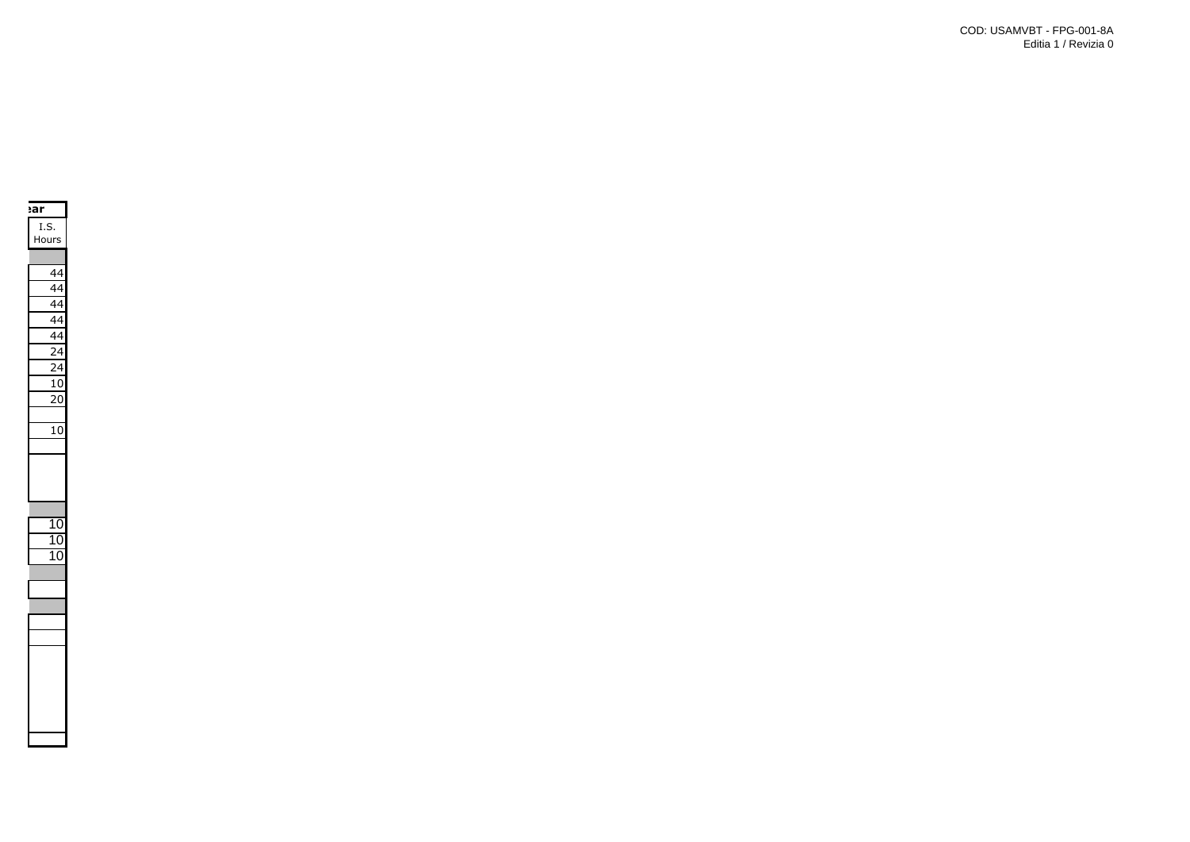| ear |
| --- |
| I.S. Hours |
| |
| 44 |
| 44 |
| 44 |
| 44 |
| 44 |
| 24 |
| 24 |
| 10 |
| 20 |
| |
| 10 |
| |
| |
| |
| 10 |
| 10 |
| 10 |
| |
| |
| |
| |
| |
| |
| |